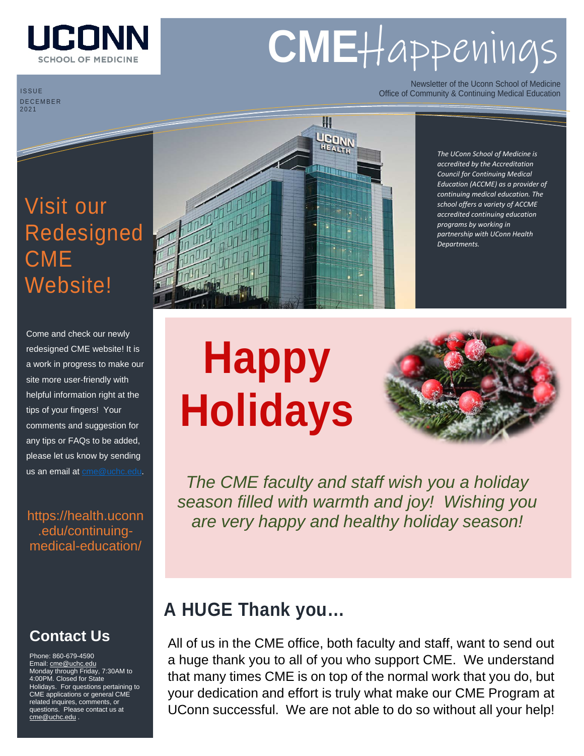UCONN
SCHOOL OF MEDICINE

# CME Happenings

Newsletter of the Uconn School of Medicine
Office of Community & Continuing Medical Education

ISSUE
DECEMBER
2021

*The UConn School of Medicine is accredited by the Accreditation Council for Continuing Medical Education (ACCME) as a provider of continuing medical education. The school offers a variety of ACCME accredited continuing education programs by working in partnership with UConn Health Departments.*

## Visit our Redesigned CME Website!

Come and check our newly redesigned CME website! It is a work in progress to make our site more user-friendly with helpful information right at the tips of your fingers! Your comments and suggestion for any tips or FAQs to be added, please let us know by sending us an email at cme@uchc.edu.

https://health.uconn.edu/continuing-medical-education/

# Happy Holidays

*The CME faculty and staff wish you a holiday season filled with warmth and joy! Wishing you are very happy and healthy holiday season!*

## A HUGE Thank you…

All of us in the CME office, both faculty and staff, want to send out a huge thank you to all of you who support CME. We understand that many times CME is on top of the normal work that you do, but your dedication and effort is truly what make our CME Program at UConn successful. We are not able to do so without all your help!

## Contact Us

Phone: 860-679-4590
Email: cme@uchc.edu
Monday through Friday, 7:30AM to 4:00PM. Closed for State Holidays. For questions pertaining to CME applications or general CME related inquires, comments, or questions. Please contact us at cme@uchc.edu .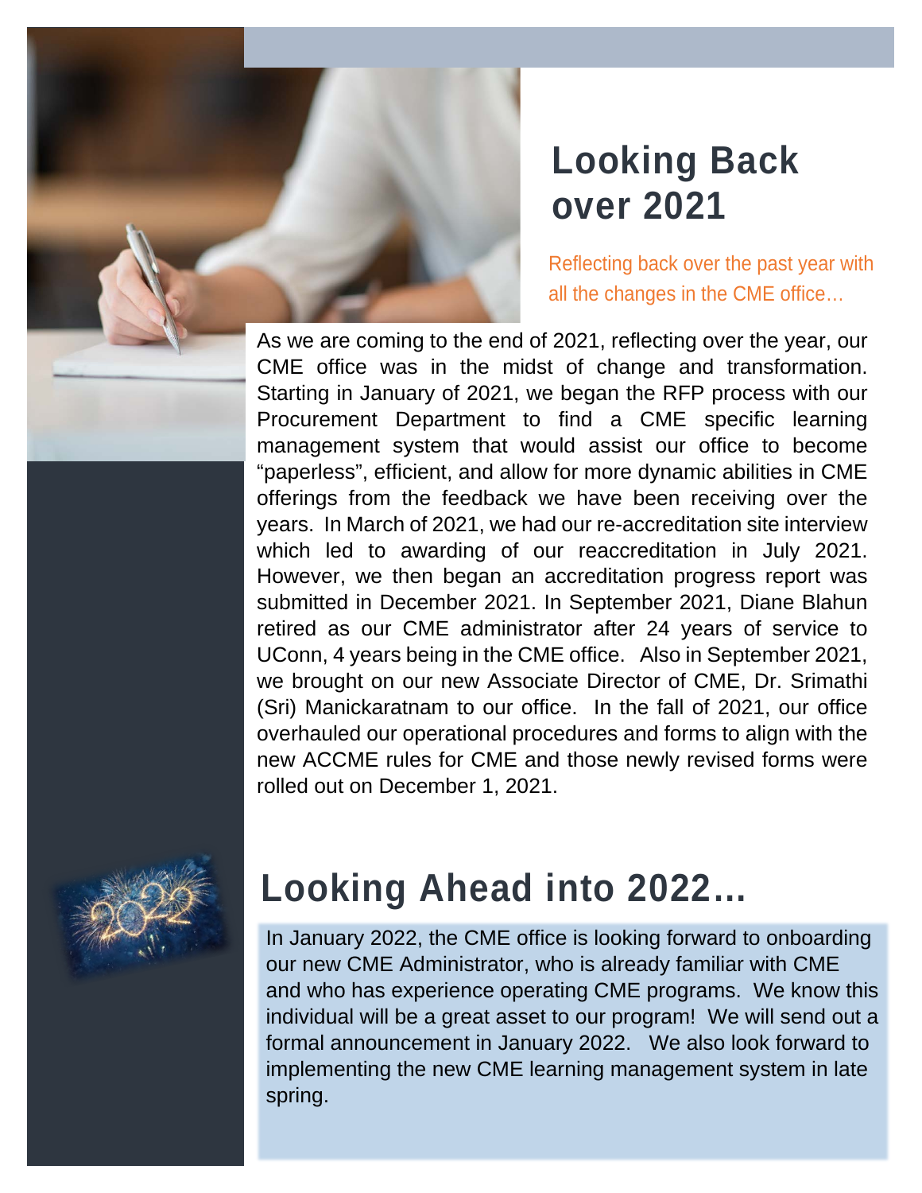# Looking Back over 2021

Reflecting back over the past year with all the changes in the CME office…

As we are coming to the end of 2021, reflecting over the year, our CME office was in the midst of change and transformation. Starting in January of 2021, we began the RFP process with our Procurement Department to find a CME specific learning management system that would assist our office to become "paperless", efficient, and allow for more dynamic abilities in CME offerings from the feedback we have been receiving over the years. In March of 2021, we had our re-accreditation site interview which led to awarding of our reaccreditation in July 2021. However, we then began an accreditation progress report was submitted in December 2021. In September 2021, Diane Blahun retired as our CME administrator after 24 years of service to UConn, 4 years being in the CME office. Also in September 2021, we brought on our new Associate Director of CME, Dr. Srimathi (Sri) Manickaratnam to our office. In the fall of 2021, our office overhauled our operational procedures and forms to align with the new ACCME rules for CME and those newly revised forms were rolled out on December 1, 2021.

# Looking Ahead into 2022…

In January 2022, the CME office is looking forward to onboarding our new CME Administrator, who is already familiar with CME and who has experience operating CME programs. We know this individual will be a great asset to our program! We will send out a formal announcement in January 2022. We also look forward to implementing the new CME learning management system in late spring.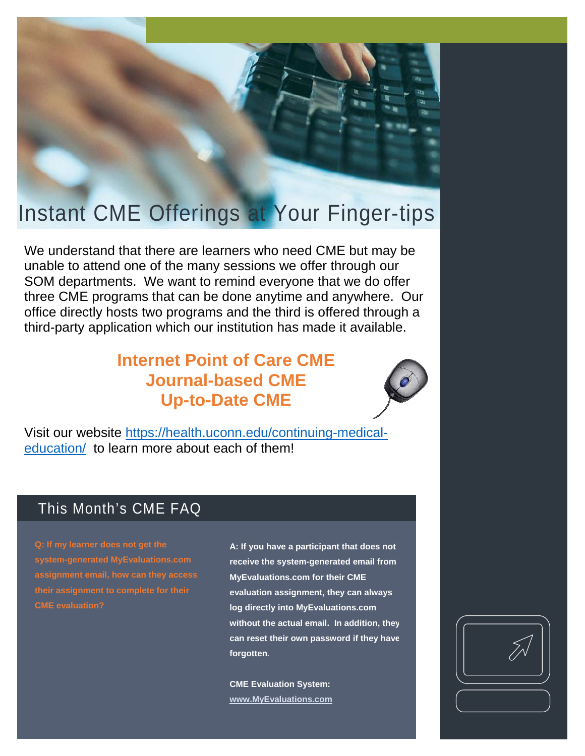# Instant CME Offerings at Your Finger-tips

We understand that there are learners who need CME but may be unable to attend one of the many sessions we offer through our SOM departments. We want to remind everyone that we do offer three CME programs that can be done anytime and anywhere. Our office directly hosts two programs and the third is offered through a third-party application which our institution has made it available.

**Internet Point of Care CME**
**Journal-based CME**
**Up-to-Date CME**

Visit our website https://health.uconn.edu/continuing-medical-education/ to learn more about each of them!

## This Month's CME FAQ

**Q: If my learner does not get the system-generated MyEvaluations.com assignment email, how can they access their assignment to complete for their CME evaluation?**

**A: If you have a participant that does not receive the system-generated email from MyEvaluations.com for their CME evaluation assignment, they can always log directly into MyEvaluations.com without the actual email. In addition, they can reset their own password if they have forgotten.**

**CME Evaluation System:**
**www.MyEvaluations.com**